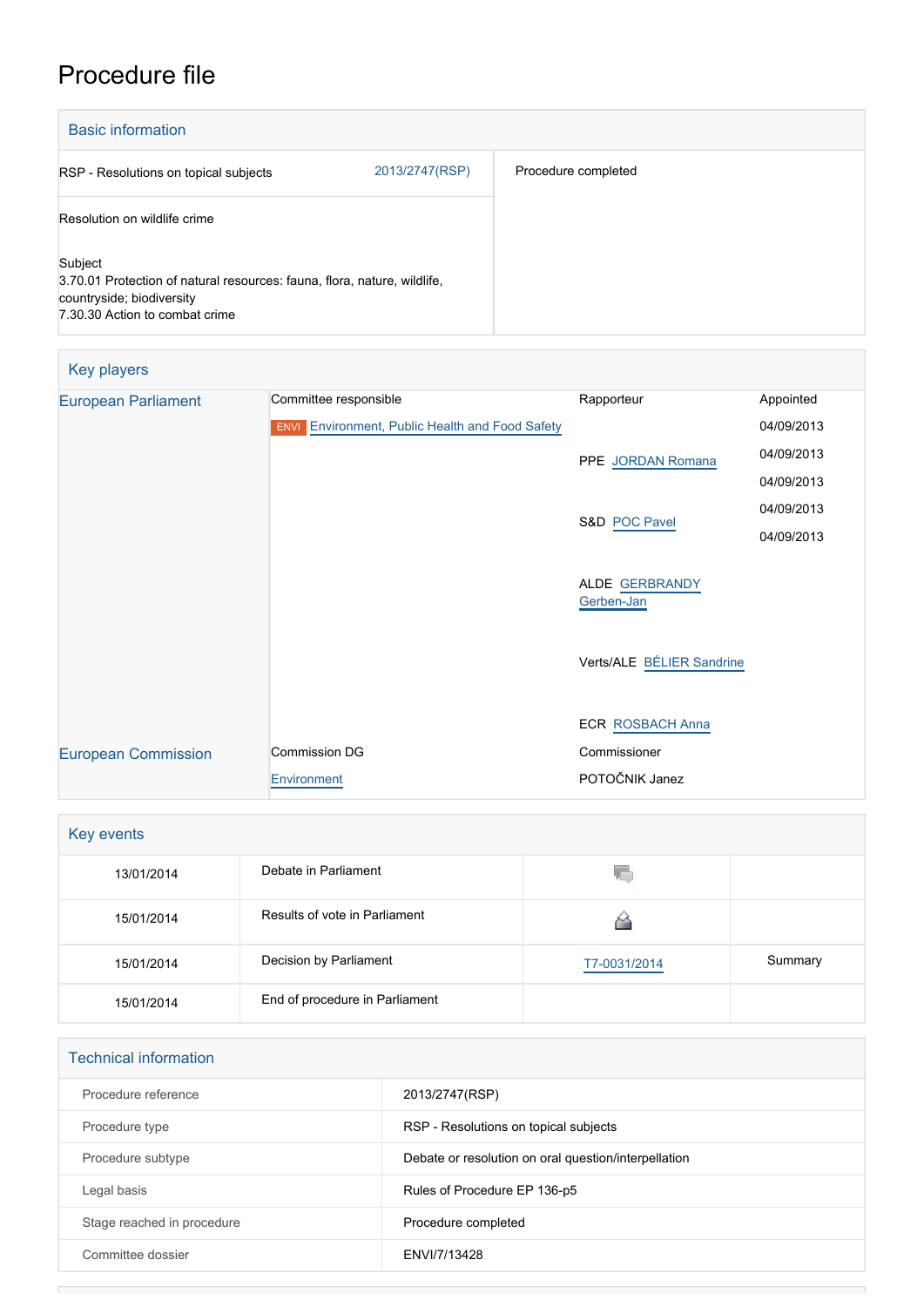# Procedure file

## Basic information

| | | |
|---|---|---|
| RSP - Resolutions on topical subjects | 2013/2747(RSP) | Procedure completed |
| Resolution on wildlife crime | | |
| Subject<br>3.70.01 Protection of natural resources: fauna, flora, nature, wildlife, countryside; biodiversity<br>7.30.30 Action to combat crime | | |

## Key players

| | | | |
|---|---|---|---|
| European Parliament | Committee responsible | Rapporteur | Appointed |
| | ENVI Environment, Public Health and Food Safety | | 04/09/2013 |
| | | PPE JORDAN Romana | 04/09/2013 |
| | | S&D POC Pavel | 04/09/2013 |
| | | ALDE GERBRANDY Gerben-Jan | 04/09/2013 |
| | | Verts/ALE BÉLIER Sandrine | 04/09/2013 |
| | | ECR ROSBACH Anna | |
| European Commission | Commission DG | Commissioner | |
| | Environment | POTOČNIK Janez | |

## Key events

| | | | |
|---|---|---|---|
| 13/01/2014 | Debate in Parliament | | |
| 15/01/2014 | Results of vote in Parliament | | |
| 15/01/2014 | Decision by Parliament | T7-0031/2014 | Summary |
| 15/01/2014 | End of procedure in Parliament | | |

## Technical information

| | |
|---|---|
| Procedure reference | 2013/2747(RSP) |
| Procedure type | RSP - Resolutions on topical subjects |
| Procedure subtype | Debate or resolution on oral question/interpellation |
| Legal basis | Rules of Procedure EP 136-p5 |
| Stage reached in procedure | Procedure completed |
| Committee dossier | ENVI/7/13428 |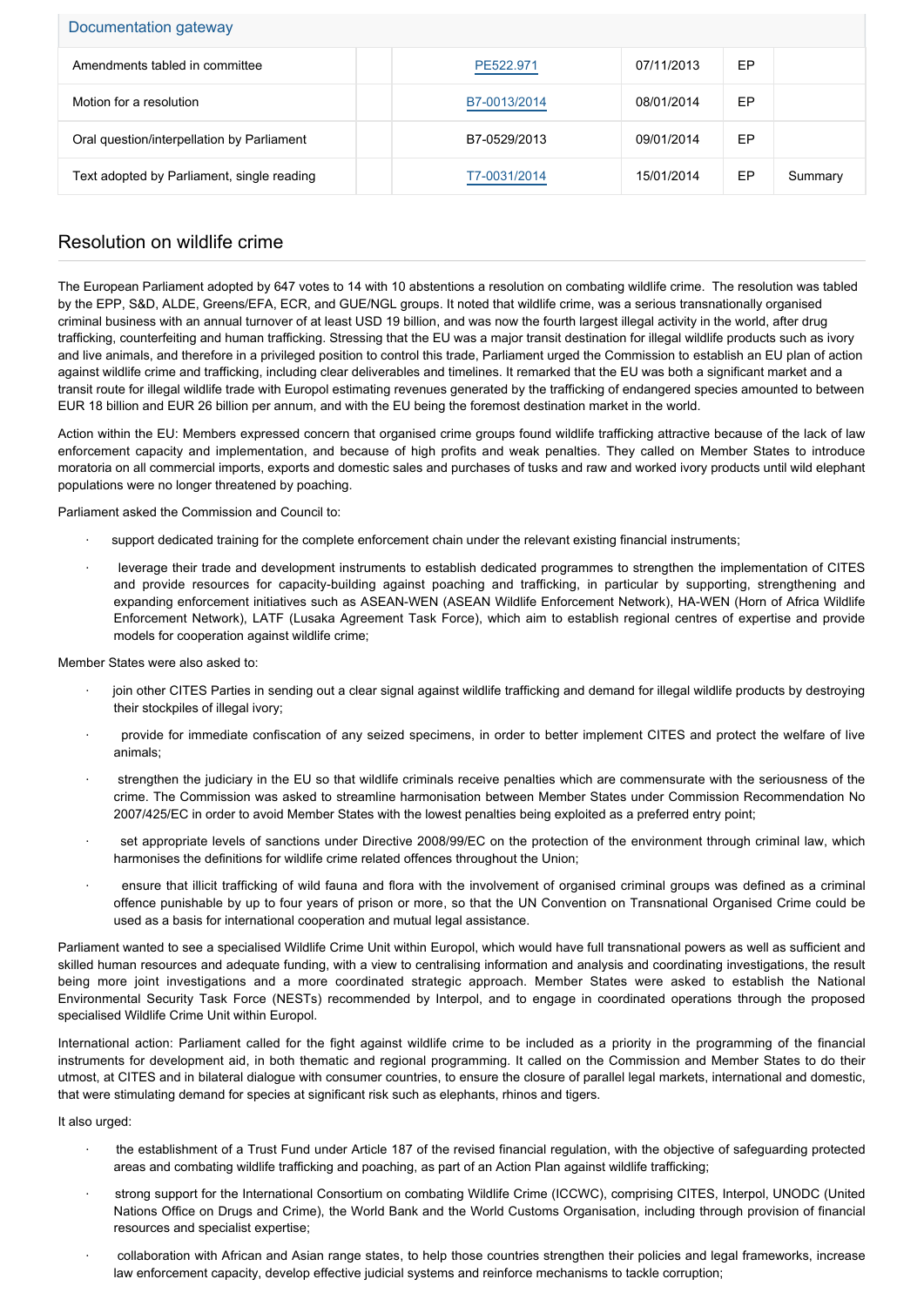| Documentation gateway | | | | | |
|---|---|---|---|---|---|
| Amendments tabled in committee | | PE522.971 | 07/11/2013 | EP | |
| Motion for a resolution | | B7-0013/2014 | 08/01/2014 | EP | |
| Oral question/interpellation by Parliament | | B7-0529/2013 | 09/01/2014 | EP | |
| Text adopted by Parliament, single reading | | T7-0031/2014 | 15/01/2014 | EP | Summary |

## Resolution on wildlife crime

The European Parliament adopted by 647 votes to 14 with 10 abstentions a resolution on combating wildlife crime. The resolution was tabled by the EPP, S&D, ALDE, Greens/EFA, ECR, and GUE/NGL groups. It noted that wildlife crime, was a serious transnationally organised criminal business with an annual turnover of at least USD 19 billion, and was now the fourth largest illegal activity in the world, after drug trafficking, counterfeiting and human trafficking. Stressing that the EU was a major transit destination for illegal wildlife products such as ivory and live animals, and therefore in a privileged position to control this trade, Parliament urged the Commission to establish an EU plan of action against wildlife crime and trafficking, including clear deliverables and timelines. It remarked that the EU was both a significant market and a transit route for illegal wildlife trade with Europol estimating revenues generated by the trafficking of endangered species amounted to between EUR 18 billion and EUR 26 billion per annum, and with the EU being the foremost destination market in the world.

Action within the EU: Members expressed concern that organised crime groups found wildlife trafficking attractive because of the lack of law enforcement capacity and implementation, and because of high profits and weak penalties. They called on Member States to introduce moratoria on all commercial imports, exports and domestic sales and purchases of tusks and raw and worked ivory products until wild elephant populations were no longer threatened by poaching.

Parliament asked the Commission and Council to:

- support dedicated training for the complete enforcement chain under the relevant existing financial instruments;
- leverage their trade and development instruments to establish dedicated programmes to strengthen the implementation of CITES and provide resources for capacity-building against poaching and trafficking, in particular by supporting, strengthening and expanding enforcement initiatives such as ASEAN-WEN (ASEAN Wildlife Enforcement Network), HA-WEN (Horn of Africa Wildlife Enforcement Network), LATF (Lusaka Agreement Task Force), which aim to establish regional centres of expertise and provide models for cooperation against wildlife crime;

Member States were also asked to:

- join other CITES Parties in sending out a clear signal against wildlife trafficking and demand for illegal wildlife products by destroying their stockpiles of illegal ivory;
- provide for immediate confiscation of any seized specimens, in order to better implement CITES and protect the welfare of live animals;
- strengthen the judiciary in the EU so that wildlife criminals receive penalties which are commensurate with the seriousness of the crime. The Commission was asked to streamline harmonisation between Member States under Commission Recommendation No 2007/425/EC in order to avoid Member States with the lowest penalties being exploited as a preferred entry point;
- set appropriate levels of sanctions under Directive 2008/99/EC on the protection of the environment through criminal law, which harmonises the definitions for wildlife crime related offences throughout the Union;
- ensure that illicit trafficking of wild fauna and flora with the involvement of organised criminal groups was defined as a criminal offence punishable by up to four years of prison or more, so that the UN Convention on Transnational Organised Crime could be used as a basis for international cooperation and mutual legal assistance.

Parliament wanted to see a specialised Wildlife Crime Unit within Europol, which would have full transnational powers as well as sufficient and skilled human resources and adequate funding, with a view to centralising information and analysis and coordinating investigations, the result being more joint investigations and a more coordinated strategic approach. Member States were asked to establish the National Environmental Security Task Force (NESTs) recommended by Interpol, and to engage in coordinated operations through the proposed specialised Wildlife Crime Unit within Europol.

International action: Parliament called for the fight against wildlife crime to be included as a priority in the programming of the financial instruments for development aid, in both thematic and regional programming. It called on the Commission and Member States to do their utmost, at CITES and in bilateral dialogue with consumer countries, to ensure the closure of parallel legal markets, international and domestic, that were stimulating demand for species at significant risk such as elephants, rhinos and tigers.

It also urged:

- the establishment of a Trust Fund under Article 187 of the revised financial regulation, with the objective of safeguarding protected areas and combating wildlife trafficking and poaching, as part of an Action Plan against wildlife trafficking;
- strong support for the International Consortium on combating Wildlife Crime (ICCWC), comprising CITES, Interpol, UNODC (United Nations Office on Drugs and Crime), the World Bank and the World Customs Organisation, including through provision of financial resources and specialist expertise;
- collaboration with African and Asian range states, to help those countries strengthen their policies and legal frameworks, increase law enforcement capacity, develop effective judicial systems and reinforce mechanisms to tackle corruption;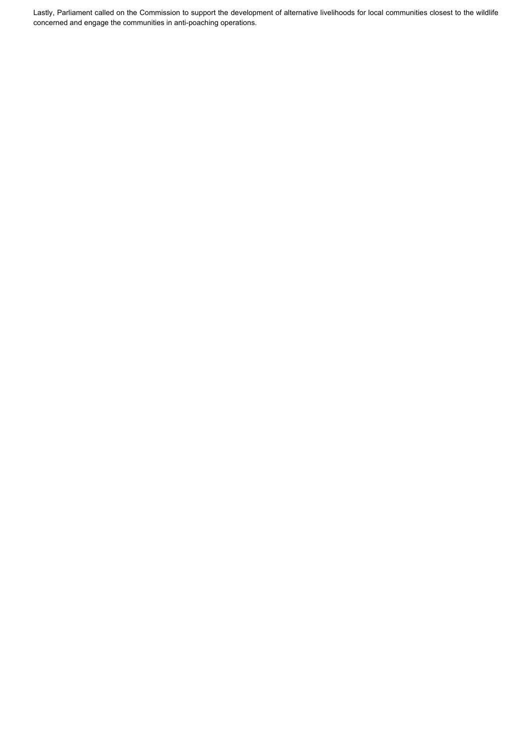Lastly, Parliament called on the Commission to support the development of alternative livelihoods for local communities closest to the wildlife concerned and engage the communities in anti-poaching operations.